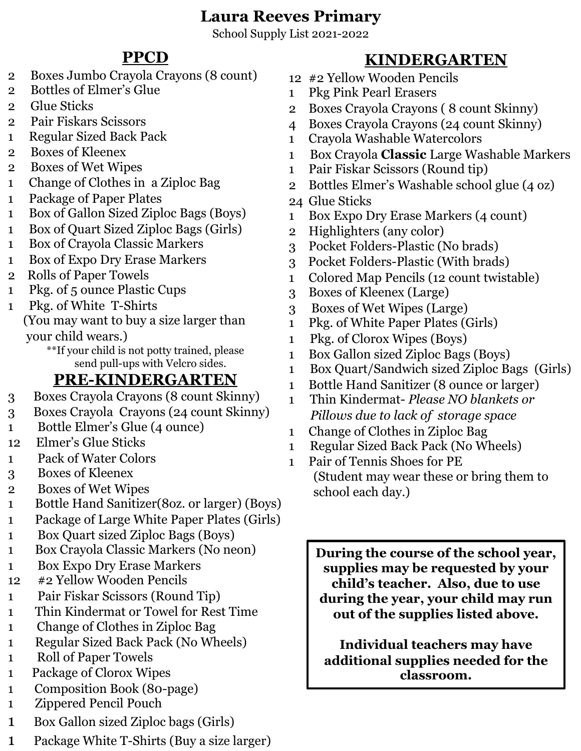# Laura Reeves Primary

School Supply List 2021-2022

## PPCD

- 2 Boxes Jumbo Crayola Crayons (8 count)
- 2 Bottles of Elmer's Glue
- 2 Glue Sticks
- 2 Pair Fiskars Scissors
- 1 Regular Sized Back Pack
- 2 Boxes of Kleenex
- 2 Boxes of Wet Wipes
- 1 Change of Clothes in a Ziploc Bag
- 1 Package of Paper Plates
- 1 Box of Gallon Sized Ziploc Bags (Boys)
- 1 Box of Quart Sized Ziploc Bags (Girls)
- 1 Box of Crayola Classic Markers
- 1 Box of Expo Dry Erase Markers
- 2 Rolls of Paper Towels
- 1 Pkg. of 5 ounce Plastic Cups
- 1 Pkg. of White T-Shirts (You may want to buy a size larger than your child wears.)

**If your child is not potty trained, please send pull-ups with Velcro sides.

## PRE-KINDERGARTEN

- 3 Boxes Crayola Crayons (8 count Skinny)
- 3 Boxes Crayola Crayons (24 count Skinny)
- 1 Bottle Elmer's Glue (4 ounce)
- 12 Elmer's Glue Sticks
- 1 Pack of Water Colors
- 3 Boxes of Kleenex
- 2 Boxes of Wet Wipes
- 1 Bottle Hand Sanitizer(8oz. or larger) (Boys)
- 1 Package of Large White Paper Plates (Girls)
- 1 Box Quart sized Ziploc Bags (Boys)
- 1 Box Crayola Classic Markers (No neon)
- 1 Box Expo Dry Erase Markers
- 12 #2 Yellow Wooden Pencils
- 1 Pair Fiskar Scissors (Round Tip)
- 1 Thin Kindermat or Towel for Rest Time
- 1 Change of Clothes in Ziploc Bag
- 1 Regular Sized Back Pack (No Wheels)
- 1 Roll of Paper Towels
- 1 Package of Clorox Wipes
- 1 Composition Book (80-page)
- 1 Zippered Pencil Pouch
- 1 Box Gallon sized Ziploc bags (Girls)
- 1 Package White T-Shirts (Buy a size larger)

## KINDERGARTEN

- 12 #2 Yellow Wooden Pencils
- 1 Pkg Pink Pearl Erasers
- 2 Boxes Crayola Crayons ( 8 count Skinny)
- 4 Boxes Crayola Crayons (24 count Skinny)
- 1 Crayola Washable Watercolors
- 1 Box Crayola **Classic** Large Washable Markers
- 1 Pair Fiskar Scissors (Round tip)
- 2 Bottles Elmer's Washable school glue (4 oz)
- 24 Glue Sticks
- 1 Box Expo Dry Erase Markers (4 count)
- 2 Highlighters (any color)
- 3 Pocket Folders-Plastic (No brads)
- 3 Pocket Folders-Plastic (With brads)
- 1 Colored Map Pencils (12 count twistable)
- 3 Boxes of Kleenex (Large)
- 3 Boxes of Wet Wipes (Large)
- 1 Pkg. of White Paper Plates (Girls)
- 1 Pkg. of Clorox Wipes (Boys)
- 1 Box Gallon sized Ziploc Bags (Boys)
- 1 Box Quart/Sandwich sized Ziploc Bags (Girls)
- 1 Bottle Hand Sanitizer (8 ounce or larger)
- 1 Thin Kindermat- *Please NO blankets or Pillows due to lack of storage space*
- 1 Change of Clothes in Ziploc Bag
- 1 Regular Sized Back Pack (No Wheels)
- 1 Pair of Tennis Shoes for PE (Student may wear these or bring them to school each day.)

**During the course of the school year, supplies may be requested by your child's teacher. Also, due to use during the year, your child may run out of the supplies listed above.**

**Individual teachers may have additional supplies needed for the classroom.**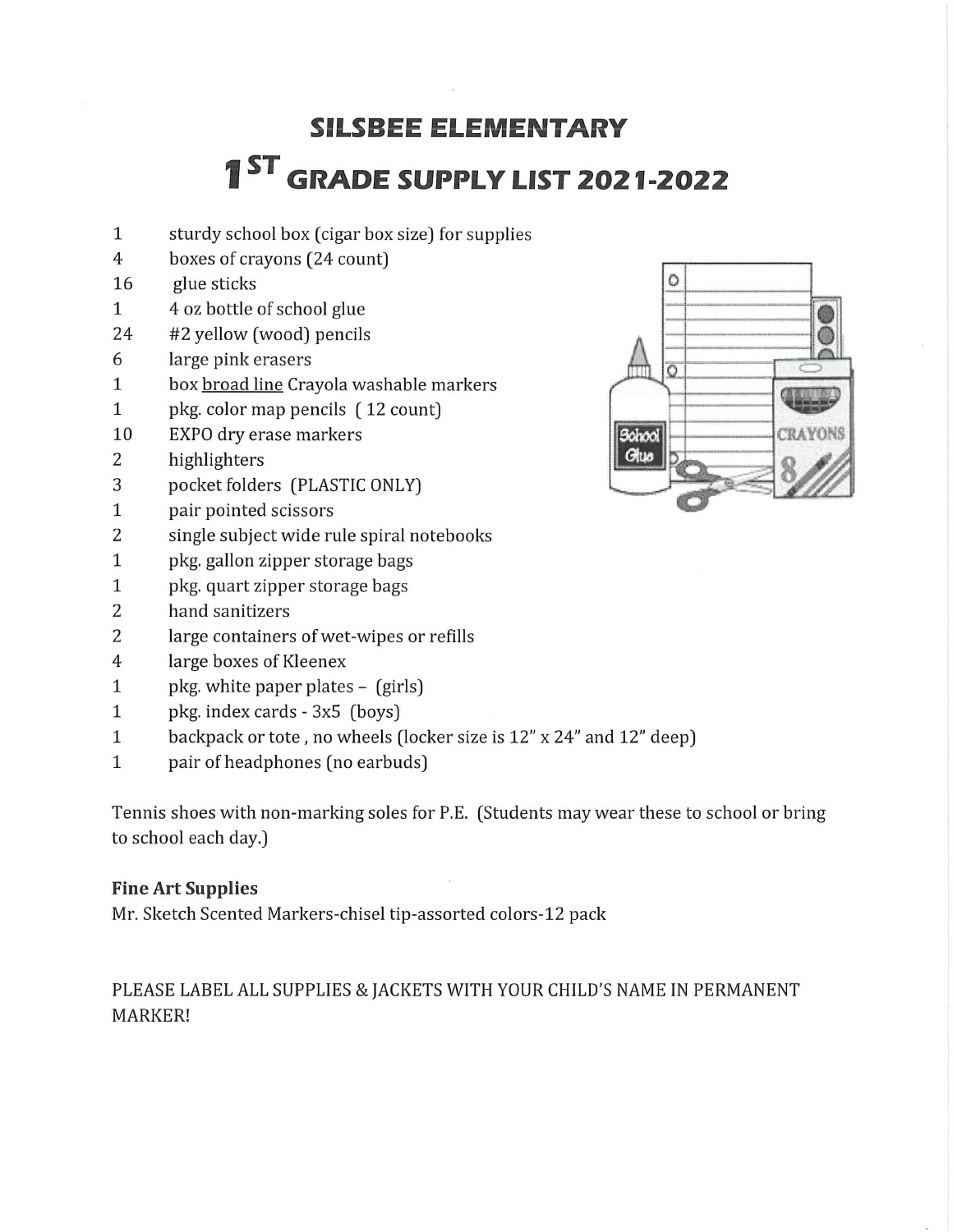# SILSBEE ELEMENTARY

# 1ST GRADE SUPPLY LIST 2021-2022

| | |
|---|---|
| 1 | sturdy school box (cigar box size) for supplies |
| 4 | boxes of crayons (24 count) |
| 16 | glue sticks |
| 1 | 4 oz bottle of school glue |
| 24 | #2 yellow (wood) pencils |
| 6 | large pink erasers |
| 1 | box broad line Crayola washable markers |
| 1 | pkg. color map pencils ( 12 count) |
| 10 | EXPO dry erase markers |
| 2 | highlighters |
| 3 | pocket folders (PLASTIC ONLY) |
| 1 | pair pointed scissors |
| 2 | single subject wide rule spiral notebooks |
| 1 | pkg. gallon zipper storage bags |
| 1 | pkg. quart zipper storage bags |
| 2 | hand sanitizers |
| 2 | large containers of wet-wipes or refills |
| 4 | large boxes of Kleenex |
| 1 | pkg. white paper plates – (girls) |
| 1 | pkg. index cards - 3x5 (boys) |
| 1 | backpack or tote , no wheels (locker size is 12" x 24" and 12" deep) |
| 1 | pair of headphones (no earbuds) |

Tennis shoes with non-marking soles for P.E. (Students may wear these to school or bring to school each day.)

**Fine Art Supplies**

Mr. Sketch Scented Markers-chisel tip-assorted colors-12 pack

PLEASE LABEL ALL SUPPLIES & JACKETS WITH YOUR CHILD'S NAME IN PERMANENT MARKER!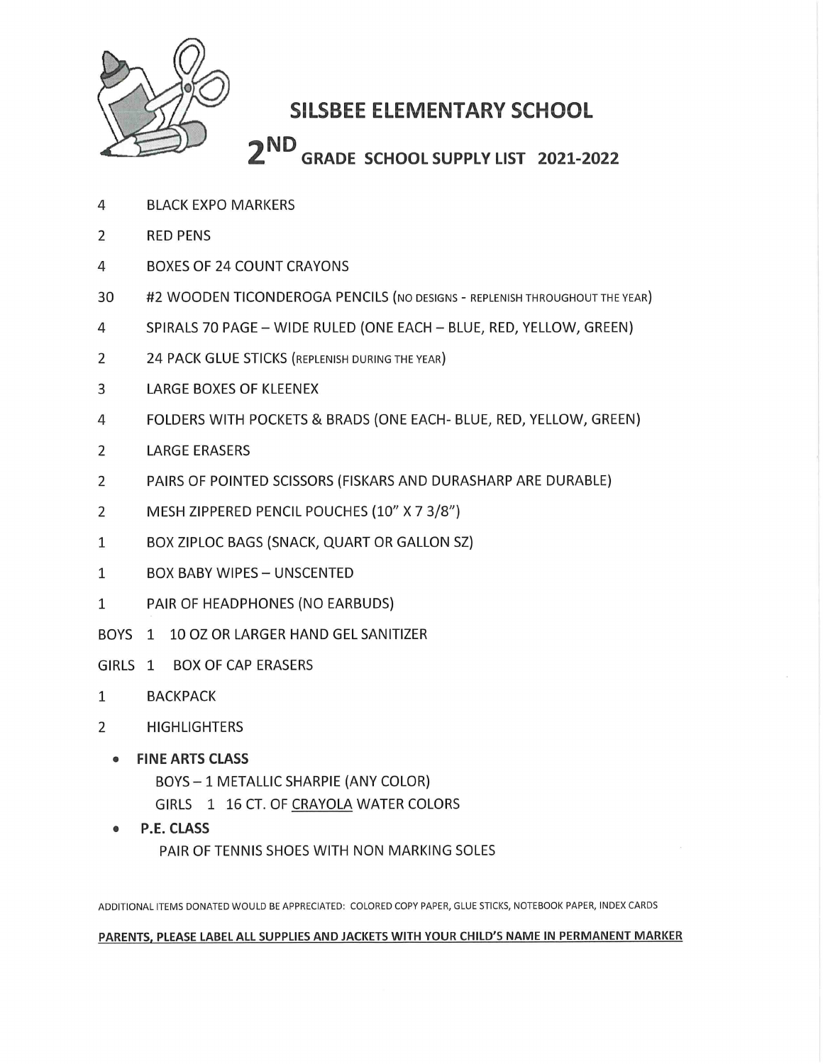# SILSBEE ELEMENTARY SCHOOL

## 2ND GRADE SCHOOL SUPPLY LIST 2021-2022

- 4 BLACK EXPO MARKERS
- 2 RED PENS
- 4 BOXES OF 24 COUNT CRAYONS
- 30 #2 WOODEN TICONDEROGA PENCILS (NO DESIGNS - REPLENISH THROUGHOUT THE YEAR)
- 4 SPIRALS 70 PAGE – WIDE RULED (ONE EACH – BLUE, RED, YELLOW, GREEN)
- 2 24 PACK GLUE STICKS (REPLENISH DURING THE YEAR)
- 3 LARGE BOXES OF KLEENEX
- 4 FOLDERS WITH POCKETS & BRADS (ONE EACH- BLUE, RED, YELLOW, GREEN)
- 2 LARGE ERASERS
- 2 PAIRS OF POINTED SCISSORS (FISKARS AND DURASHARP ARE DURABLE)
- 2 MESH ZIPPERED PENCIL POUCHES (10" X 7 3/8")
- 1 BOX ZIPLOC BAGS (SNACK, QUART OR GALLON SZ)
- 1 BOX BABY WIPES – UNSCENTED
- 1 PAIR OF HEADPHONES (NO EARBUDS)
- BOYS 1 10 OZ OR LARGER HAND GEL SANITIZER
- GIRLS 1 BOX OF CAP ERASERS
- 1 BACKPACK
- 2 HIGHLIGHTERS

- **FINE ARTS CLASS**
  - BOYS – 1 METALLIC SHARPIE (ANY COLOR)
  - GIRLS 1 16 CT. OF CRAYOLA WATER COLORS
- **P.E. CLASS**
  - PAIR OF TENNIS SHOES WITH NON MARKING SOLES

ADDITIONAL ITEMS DONATED WOULD BE APPRECIATED: COLORED COPY PAPER, GLUE STICKS, NOTEBOOK PAPER, INDEX CARDS

**PARENTS, PLEASE LABEL ALL SUPPLIES AND JACKETS WITH YOUR CHILD'S NAME IN PERMANENT MARKER**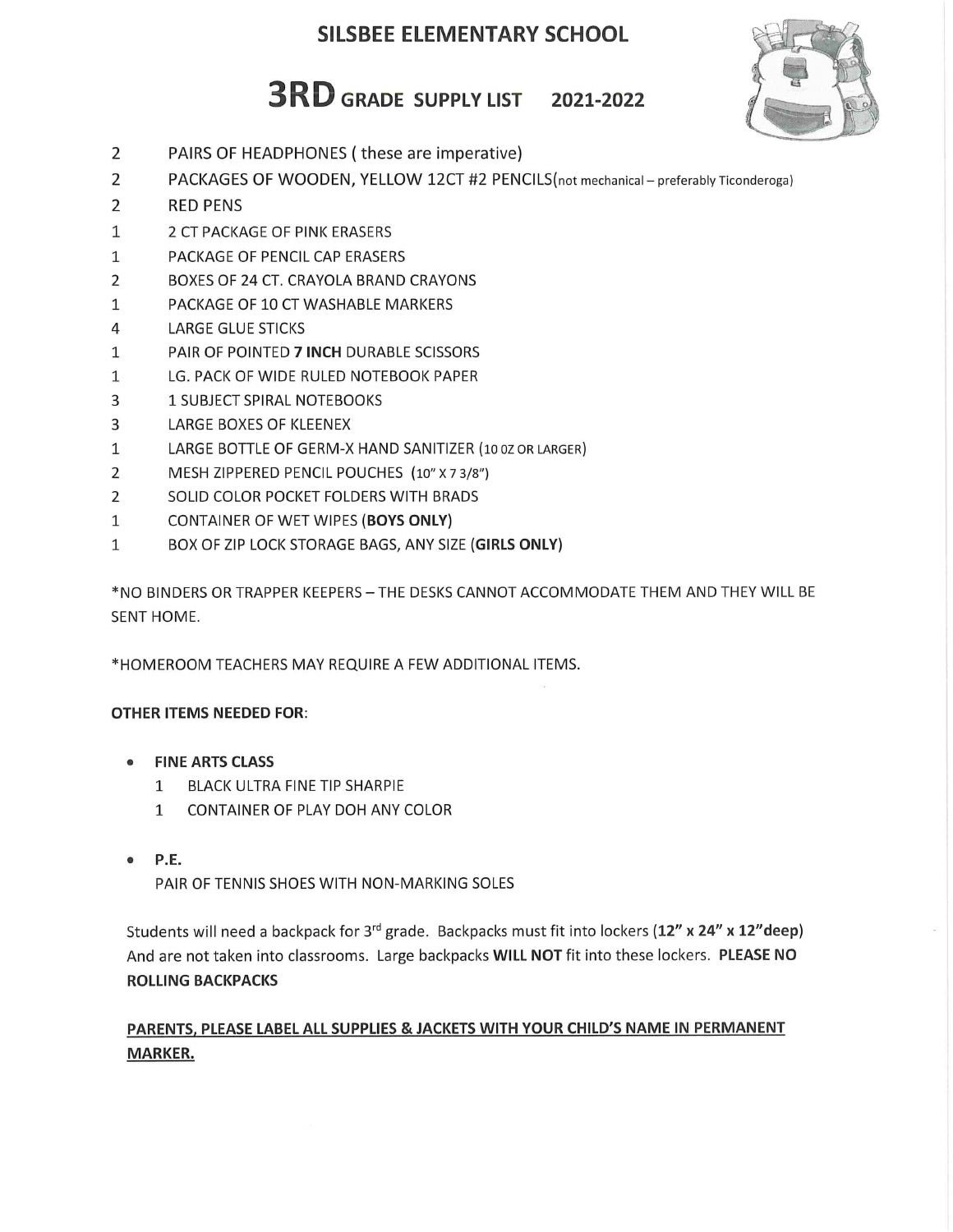# SILSBEE ELEMENTARY SCHOOL

## 3RD GRADE SUPPLY LIST 2021-2022

| | |
|---|---|
| 2 | PAIRS OF HEADPHONES ( these are imperative) |
| 2 | PACKAGES OF WOODEN, YELLOW 12CT #2 PENCILS(not mechanical – preferably Ticonderoga) |
| 2 | RED PENS |
| 1 | 2 CT PACKAGE OF PINK ERASERS |
| 1 | PACKAGE OF PENCIL CAP ERASERS |
| 2 | BOXES OF 24 CT. CRAYOLA BRAND CRAYONS |
| 1 | PACKAGE OF 10 CT WASHABLE MARKERS |
| 4 | LARGE GLUE STICKS |
| 1 | PAIR OF POINTED **7 INCH** DURABLE SCISSORS |
| 1 | LG. PACK OF WIDE RULED NOTEBOOK PAPER |
| 3 | 1 SUBJECT SPIRAL NOTEBOOKS |
| 3 | LARGE BOXES OF KLEENEX |
| 1 | LARGE BOTTLE OF GERM-X HAND SANITIZER (10 OZ OR LARGER) |
| 2 | MESH ZIPPERED PENCIL POUCHES (10" X 7 3/8") |
| 2 | SOLID COLOR POCKET FOLDERS WITH BRADS |
| 1 | CONTAINER OF WET WIPES (**BOYS ONLY**) |
| 1 | BOX OF ZIP LOCK STORAGE BAGS, ANY SIZE (**GIRLS ONLY**) |

*NO BINDERS OR TRAPPER KEEPERS – THE DESKS CANNOT ACCOMMODATE THEM AND THEY WILL BE SENT HOME.

*HOMEROOM TEACHERS MAY REQUIRE A FEW ADDITIONAL ITEMS.

**OTHER ITEMS NEEDED FOR**:

- **FINE ARTS CLASS**
  - 1 BLACK ULTRA FINE TIP SHARPIE
  - 1 CONTAINER OF PLAY DOH ANY COLOR

- **P.E.**

  PAIR OF TENNIS SHOES WITH NON-MARKING SOLES

Students will need a backpack for 3rd grade. Backpacks must fit into lockers (**12" x 24" x 12"deep**) And are not taken into classrooms. Large backpacks **WILL NOT** fit into these lockers. **PLEASE NO ROLLING BACKPACKS**

**PARENTS, PLEASE LABEL ALL SUPPLIES & JACKETS WITH YOUR CHILD'S NAME IN PERMANENT MARKER.**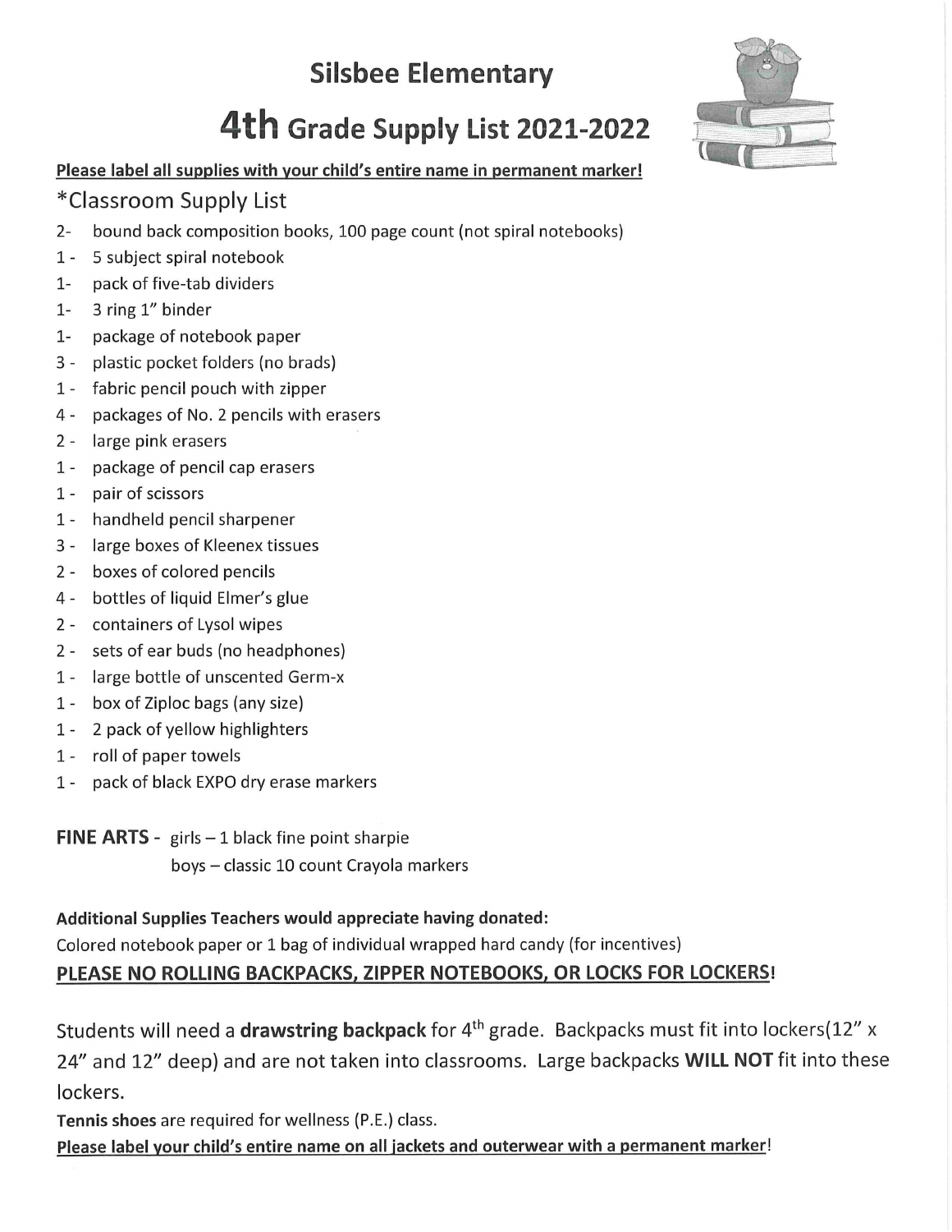# Silsbee Elementary

# 4th Grade Supply List 2021-2022

**Please label all supplies with your child's entire name in permanent marker!**

## *Classroom Supply List

- 2- bound back composition books, 100 page count (not spiral notebooks)
- 1 - 5 subject spiral notebook
- 1- pack of five-tab dividers
- 1- 3 ring 1" binder
- 1- package of notebook paper
- 3 - plastic pocket folders (no brads)
- 1 - fabric pencil pouch with zipper
- 4 - packages of No. 2 pencils with erasers
- 2 - large pink erasers
- 1 - package of pencil cap erasers
- 1 - pair of scissors
- 1 - handheld pencil sharpener
- 3 - large boxes of Kleenex tissues
- 2 - boxes of colored pencils
- 4 - bottles of liquid Elmer's glue
- 2 - containers of Lysol wipes
- 2 - sets of ear buds (no headphones)
- 1 - large bottle of unscented Germ-x
- 1 - box of Ziploc bags (any size)
- 1 - 2 pack of yellow highlighters
- 1 - roll of paper towels
- 1 - pack of black EXPO dry erase markers

**FINE ARTS** - girls – 1 black fine point sharpie
boys – classic 10 count Crayola markers

**Additional Supplies Teachers would appreciate having donated:**
Colored notebook paper or 1 bag of individual wrapped hard candy (for incentives)

**PLEASE NO ROLLING BACKPACKS, ZIPPER NOTEBOOKS, OR LOCKS FOR LOCKERS!**

Students will need a **drawstring backpack** for 4th grade. Backpacks must fit into lockers(12" x 24" and 12" deep) and are not taken into classrooms. Large backpacks **WILL NOT** fit into these lockers.

**Tennis shoes** are required for wellness (P.E.) class.

**Please label your child's entire name on all jackets and outerwear with a permanent marker!**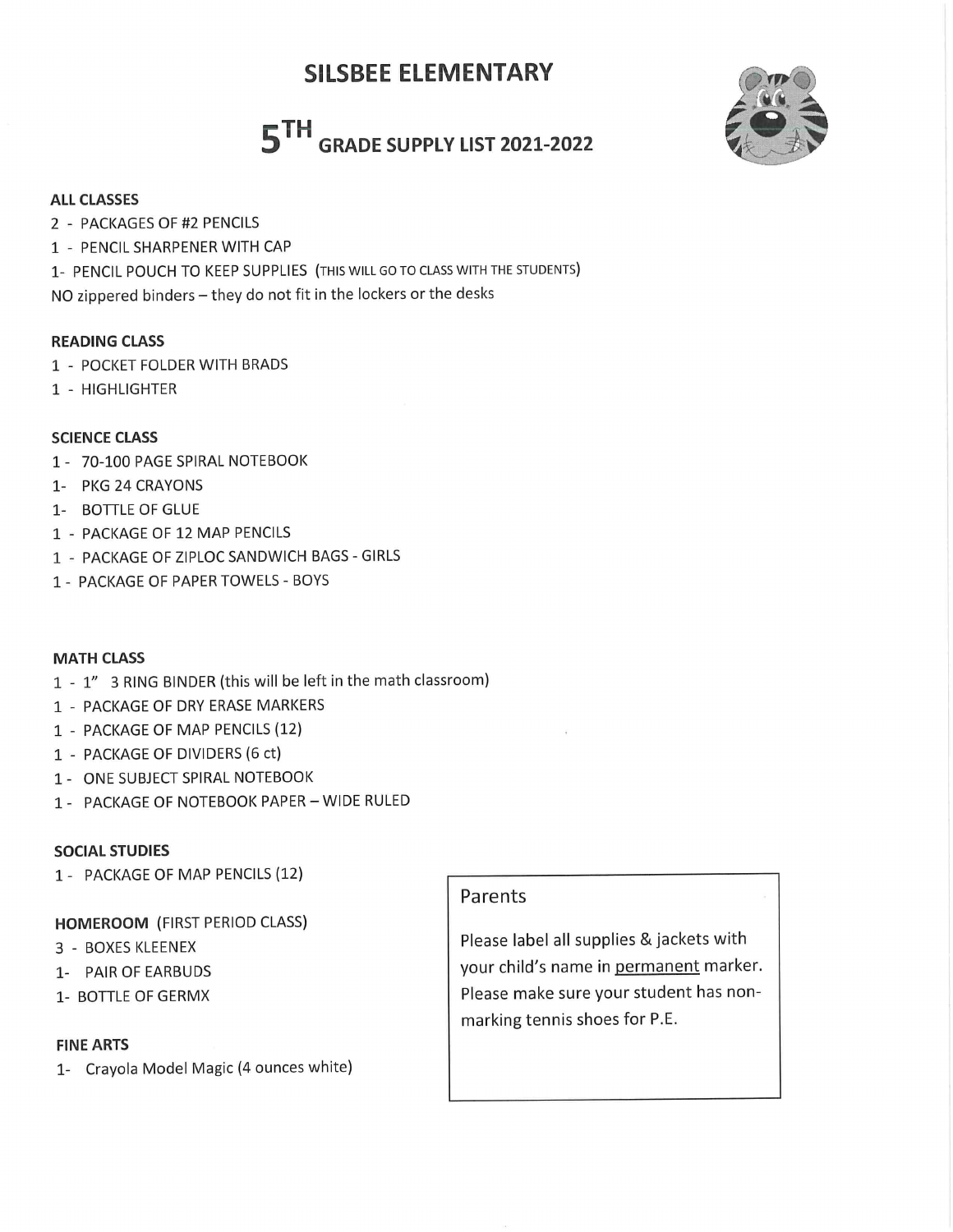# SILSBEE ELEMENTARY

## 5TH GRADE SUPPLY LIST 2021-2022

**ALL CLASSES**

2 - PACKAGES OF #2 PENCILS
1 - PENCIL SHARPENER WITH CAP
1- PENCIL POUCH TO KEEP SUPPLIES (THIS WILL GO TO CLASS WITH THE STUDENTS)
NO zippered binders – they do not fit in the lockers or the desks

**READING CLASS**

1 - POCKET FOLDER WITH BRADS
1 - HIGHLIGHTER

**SCIENCE CLASS**

1 - 70-100 PAGE SPIRAL NOTEBOOK
1- PKG 24 CRAYONS
1- BOTTLE OF GLUE
1 - PACKAGE OF 12 MAP PENCILS
1 - PACKAGE OF ZIPLOC SANDWICH BAGS - GIRLS
1 - PACKAGE OF PAPER TOWELS - BOYS

**MATH CLASS**

1 - 1" 3 RING BINDER (this will be left in the math classroom)
1 - PACKAGE OF DRY ERASE MARKERS
1 - PACKAGE OF MAP PENCILS (12)
1 - PACKAGE OF DIVIDERS (6 ct)
1 - ONE SUBJECT SPIRAL NOTEBOOK
1 - PACKAGE OF NOTEBOOK PAPER – WIDE RULED

**SOCIAL STUDIES**

1 - PACKAGE OF MAP PENCILS (12)

**HOMEROOM** (FIRST PERIOD CLASS)

3 - BOXES KLEENEX
1- PAIR OF EARBUDS
1- BOTTLE OF GERMX

**FINE ARTS**

1- Crayola Model Magic (4 ounces white)

Parents

Please label all supplies & jackets with your child's name in permanent marker. Please make sure your student has non-marking tennis shoes for P.E.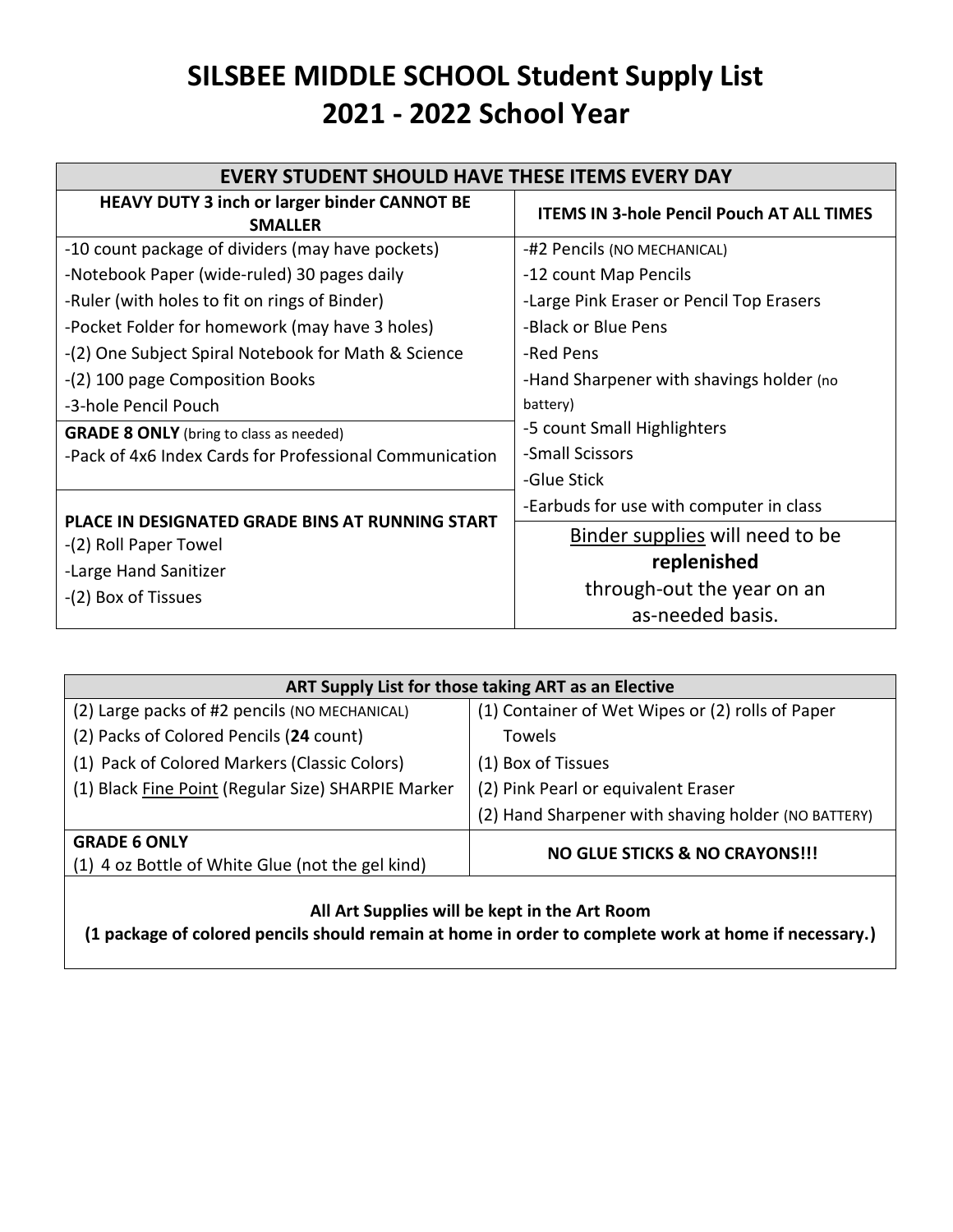# SILSBEE MIDDLE SCHOOL Student Supply List
# 2021 - 2022 School Year

| EVERY STUDENT SHOULD HAVE THESE ITEMS EVERY DAY | |
|---|---|
| **HEAVY DUTY 3 inch or larger binder CANNOT BE SMALLER** | **ITEMS IN 3-hole Pencil Pouch AT ALL TIMES** |
| -10 count package of dividers (may have pockets)<br>-Notebook Paper (wide-ruled) 30 pages daily<br>-Ruler (with holes to fit on rings of Binder)<br>-Pocket Folder for homework (may have 3 holes)<br>-(2) One Subject Spiral Notebook for Math & Science<br>-(2) 100 page Composition Books<br>-3-hole Pencil Pouch | -#2 Pencils (NO MECHANICAL)<br>-12 count Map Pencils<br>-Large Pink Eraser or Pencil Top Erasers<br>-Black or Blue Pens<br>-Red Pens<br>-Hand Sharpener with shavings holder (no battery)<br>-5 count Small Highlighters<br>-Small Scissors<br>-Glue Stick<br>-Earbuds for use with computer in class |
| **GRADE 8 ONLY** (bring to class as needed)<br>-Pack of 4x6 Index Cards for Professional Communication | |
| **PLACE IN DESIGNATED GRADE BINS AT RUNNING START**<br>-(2) Roll Paper Towel<br>-Large Hand Sanitizer<br>-(2) Box of Tissues | Binder supplies will need to be **replenished** through-out the year on an as-needed basis. |

| ART Supply List for those taking ART as an Elective | |
|---|---|
| (2) Large packs of #2 pencils (NO MECHANICAL)<br>(2) Packs of Colored Pencils (**24** count)<br>(1) Pack of Colored Markers (Classic Colors)<br>(1) Black Fine Point (Regular Size) SHARPIE Marker | (1) Container of Wet Wipes or (2) rolls of Paper Towels<br>(1) Box of Tissues<br>(2) Pink Pearl or equivalent Eraser<br>(2) Hand Sharpener with shaving holder (NO BATTERY) |
| **GRADE 6 ONLY**<br>(1) 4 oz Bottle of White Glue (not the gel kind) | **NO GLUE STICKS & NO CRAYONS!!!** |

**All Art Supplies will be kept in the Art Room**

**(1 package of colored pencils should remain at home in order to complete work at home if necessary.)**